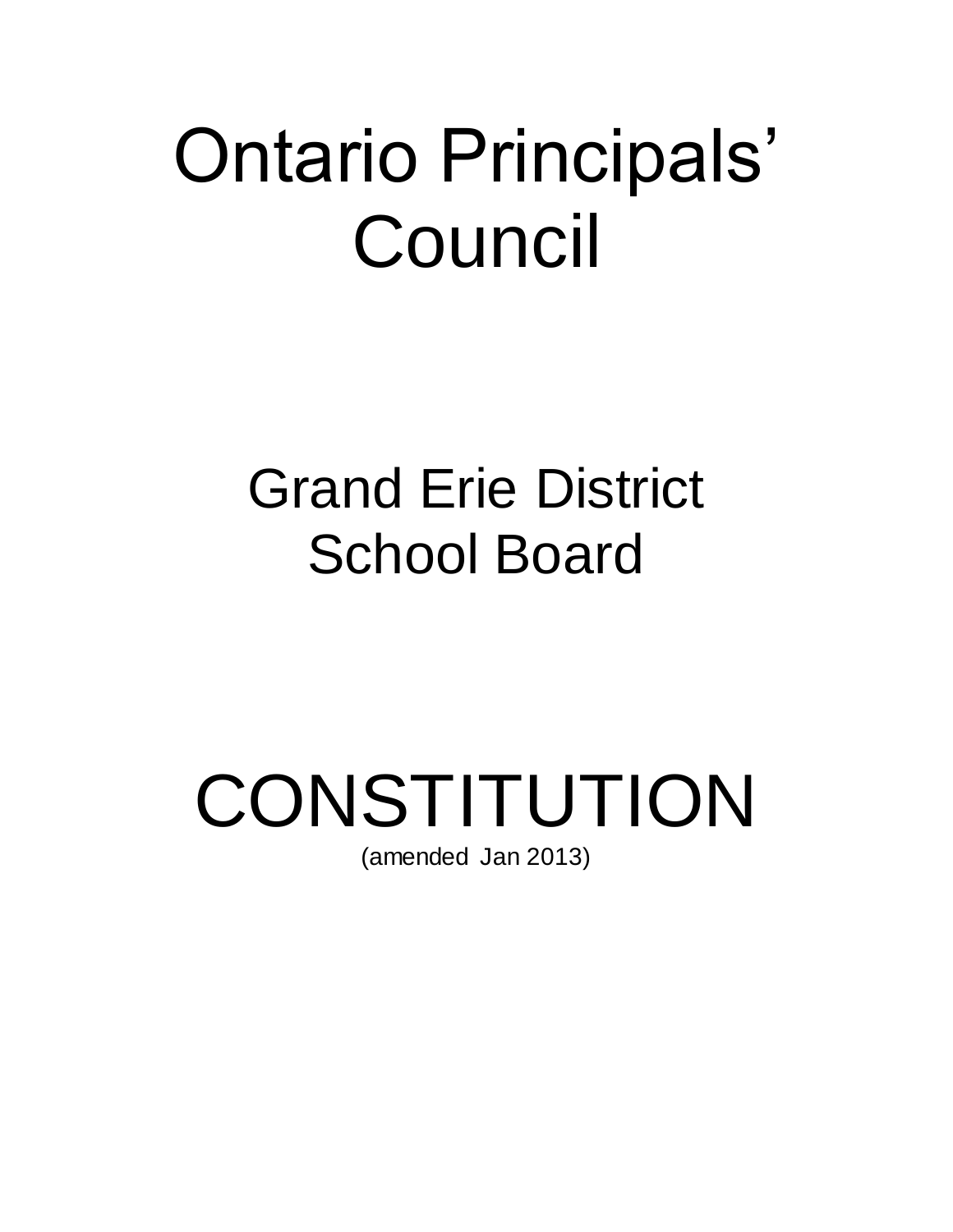# Ontario Principals' Council

## Grand Erie District School Board

# CONSTITUTION

(amended Jan 2013)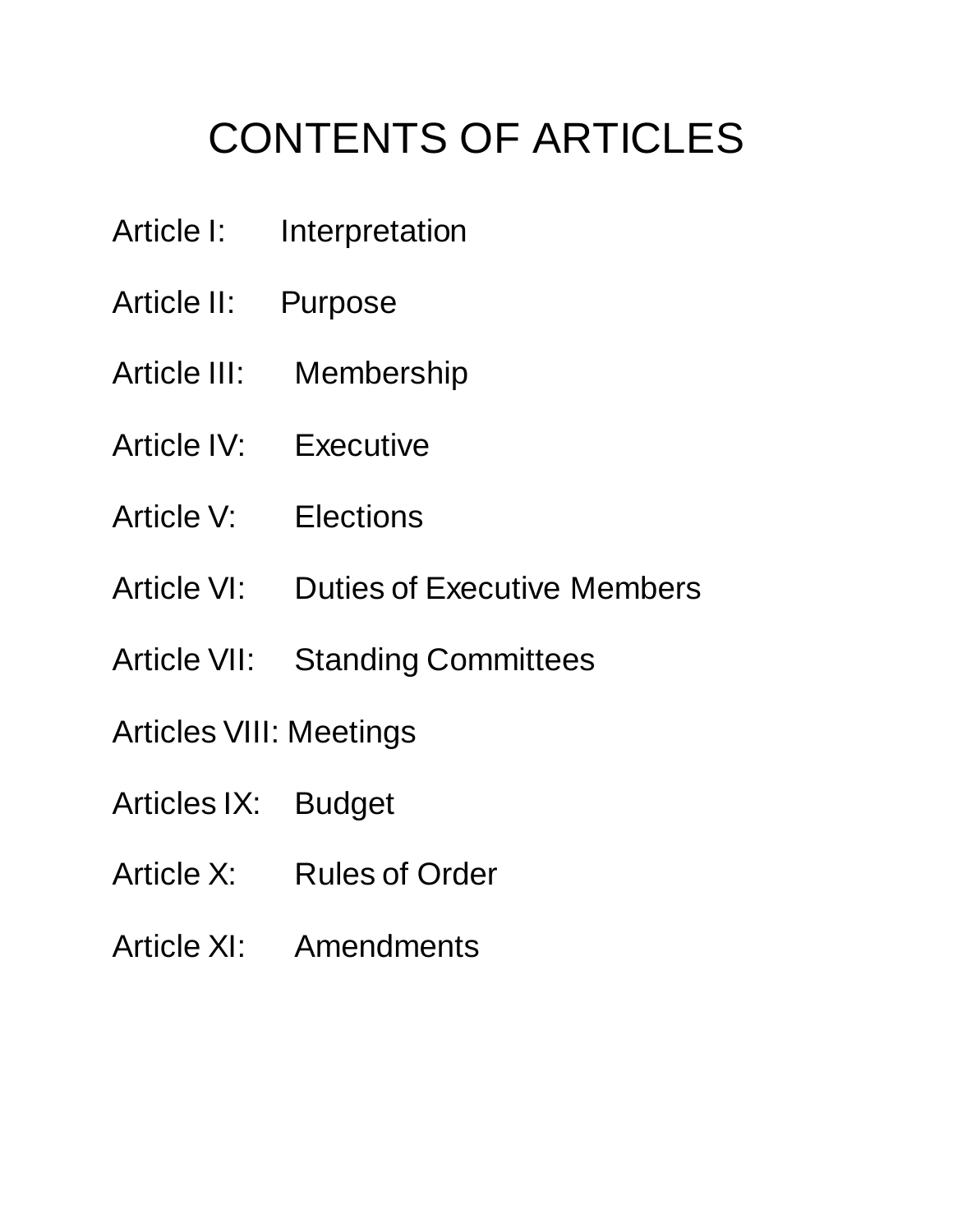# CONTENTS OF ARTICLES

Article I: Interpretation

Article II: Purpose

Article III: Membership

Article IV: Executive

Article V: Elections

Article VI: Duties of Executive Members

Article VII: Standing Committees

Articles VIII: Meetings

Articles IX: Budget

Article X: Rules of Order

Article XI: Amendments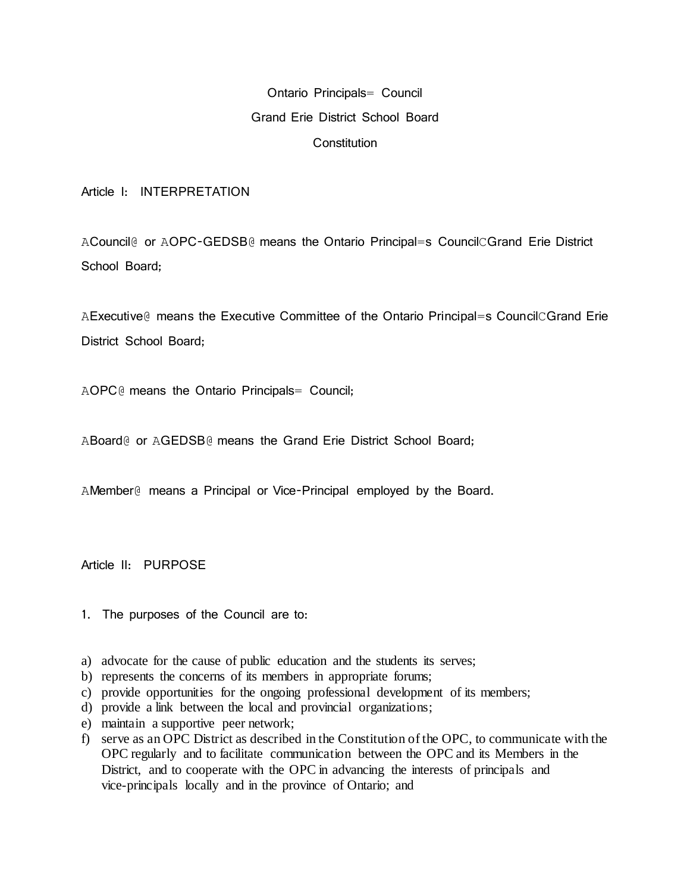Ontario Principals= Council

Grand Erie District School Board

Constitution

Article I: INTERPRETATION

ACouncil@ or AOPC-GEDSB@ means the Ontario Principal=s CouncilCGrand Erie District School Board;

AExecutive@ means the Executive Committee of the Ontario Principal=s CouncilCGrand Erie District School Board;

AOPC@ means the Ontario Principals= Council;

ABoard@ or AGEDSB@ means the Grand Erie District School Board;

AMember@ means a Principal or Vice-Principal employed by the Board.

Article II: PURPOSE

1. The purposes of the Council are to:

a) advocate for the cause of public education and the students its serves;
b) represents the concerns of its members in appropriate forums;
c) provide opportunities for the ongoing professional development of its members;
d) provide a link between the local and provincial organizations;
e) maintain a supportive peer network;
f) serve as an OPC District as described in the Constitution of the OPC, to communicate with the OPC regularly and to facilitate communication between the OPC and its Members in the District, and to cooperate with the OPC in advancing the interests of principals and vice-principals locally and in the province of Ontario; and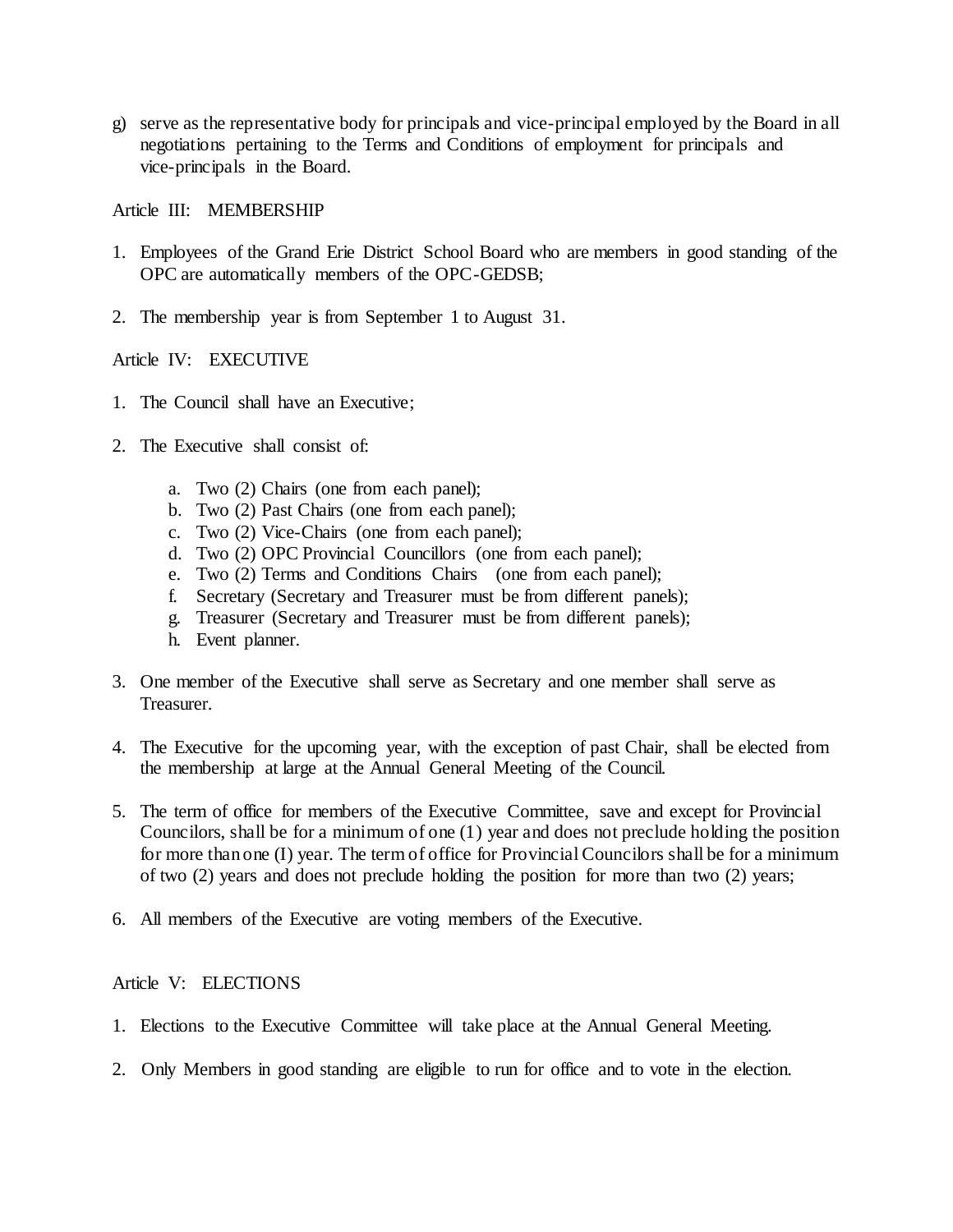g) serve as the representative body for principals and vice-principal employed by the Board in all negotiations pertaining to the Terms and Conditions of employment for principals and vice-principals in the Board.

## Article III: MEMBERSHIP

1. Employees of the Grand Erie District School Board who are members in good standing of the OPC are automatically members of the OPC-GEDSB;

2. The membership year is from September 1 to August 31.

## Article IV: EXECUTIVE

1. The Council shall have an Executive;

2. The Executive shall consist of:

   a. Two (2) Chairs (one from each panel);
   b. Two (2) Past Chairs (one from each panel);
   c. Two (2) Vice-Chairs (one from each panel);
   d. Two (2) OPC Provincial Councillors (one from each panel);
   e. Two (2) Terms and Conditions Chairs (one from each panel);
   f. Secretary (Secretary and Treasurer must be from different panels);
   g. Treasurer (Secretary and Treasurer must be from different panels);
   h. Event planner.

3. One member of the Executive shall serve as Secretary and one member shall serve as Treasurer.

4. The Executive for the upcoming year, with the exception of past Chair, shall be elected from the membership at large at the Annual General Meeting of the Council.

5. The term of office for members of the Executive Committee, save and except for Provincial Councilors, shall be for a minimum of one (1) year and does not preclude holding the position for more than one (I) year. The term of office for Provincial Councilors shall be for a minimum of two (2) years and does not preclude holding the position for more than two (2) years;

6. All members of the Executive are voting members of the Executive.

## Article V: ELECTIONS

1. Elections to the Executive Committee will take place at the Annual General Meeting.

2. Only Members in good standing are eligible to run for office and to vote in the election.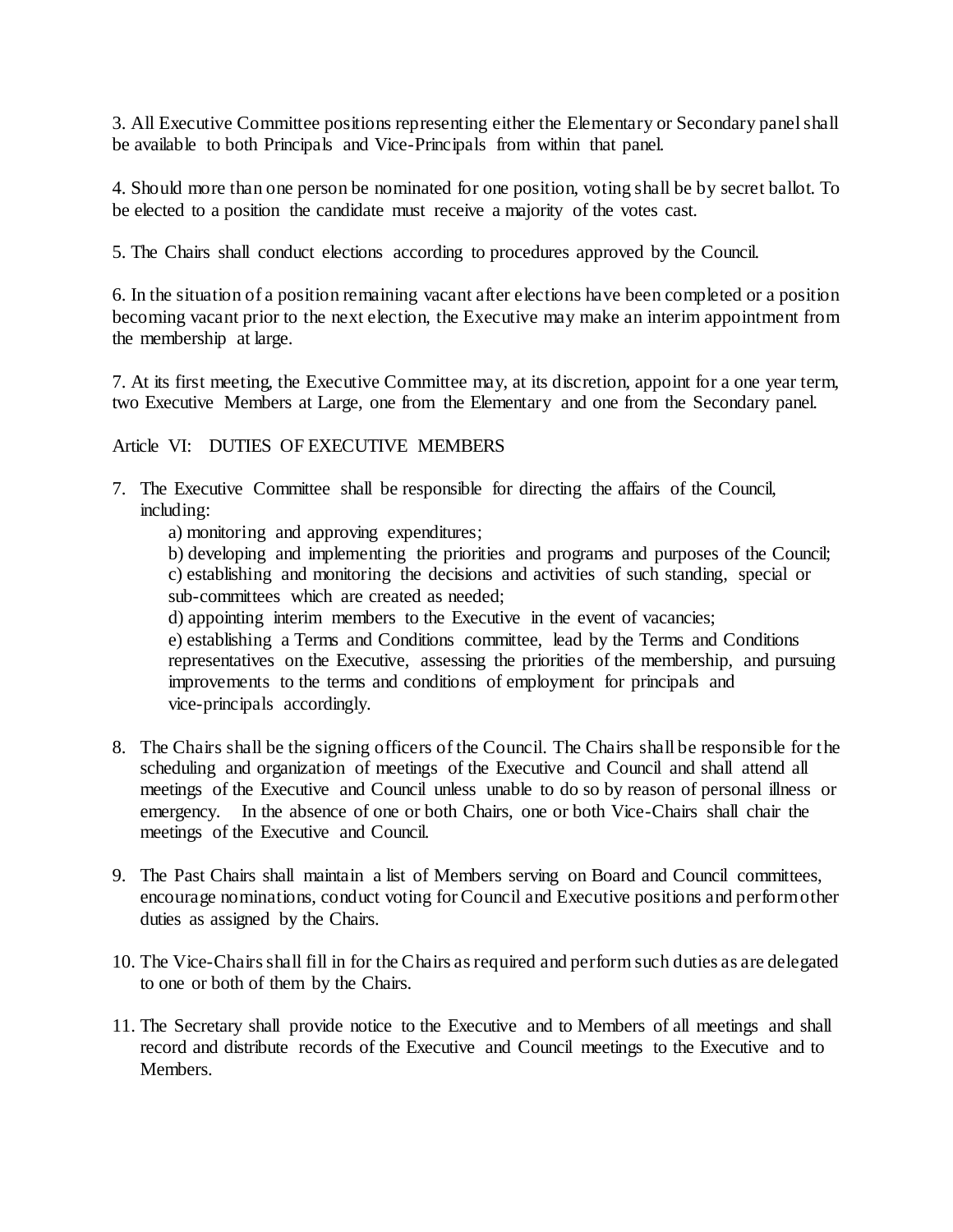3. All Executive Committee positions representing either the Elementary or Secondary panel shall be available to both Principals and Vice-Principals from within that panel.

4. Should more than one person be nominated for one position, voting shall be by secret ballot. To be elected to a position the candidate must receive a majority of the votes cast.

5. The Chairs shall conduct elections according to procedures approved by the Council.

6. In the situation of a position remaining vacant after elections have been completed or a position becoming vacant prior to the next election, the Executive may make an interim appointment from the membership at large.

7. At its first meeting, the Executive Committee may, at its discretion, appoint for a one year term, two Executive Members at Large, one from the Elementary and one from the Secondary panel.

Article VI: DUTIES OF EXECUTIVE MEMBERS

7. The Executive Committee shall be responsible for directing the affairs of the Council, including:
   a) monitoring and approving expenditures;
   b) developing and implementing the priorities and programs and purposes of the Council;
   c) establishing and monitoring the decisions and activities of such standing, special or sub-committees which are created as needed;
   d) appointing interim members to the Executive in the event of vacancies;
   e) establishing a Terms and Conditions committee, lead by the Terms and Conditions representatives on the Executive, assessing the priorities of the membership, and pursuing improvements to the terms and conditions of employment for principals and vice-principals accordingly.

8. The Chairs shall be the signing officers of the Council. The Chairs shall be responsible for the scheduling and organization of meetings of the Executive and Council and shall attend all meetings of the Executive and Council unless unable to do so by reason of personal illness or emergency. In the absence of one or both Chairs, one or both Vice-Chairs shall chair the meetings of the Executive and Council.

9. The Past Chairs shall maintain a list of Members serving on Board and Council committees, encourage nominations, conduct voting for Council and Executive positions and perform other duties as assigned by the Chairs.

10. The Vice-Chairs shall fill in for the Chairs as required and perform such duties as are delegated to one or both of them by the Chairs.

11. The Secretary shall provide notice to the Executive and to Members of all meetings and shall record and distribute records of the Executive and Council meetings to the Executive and to Members.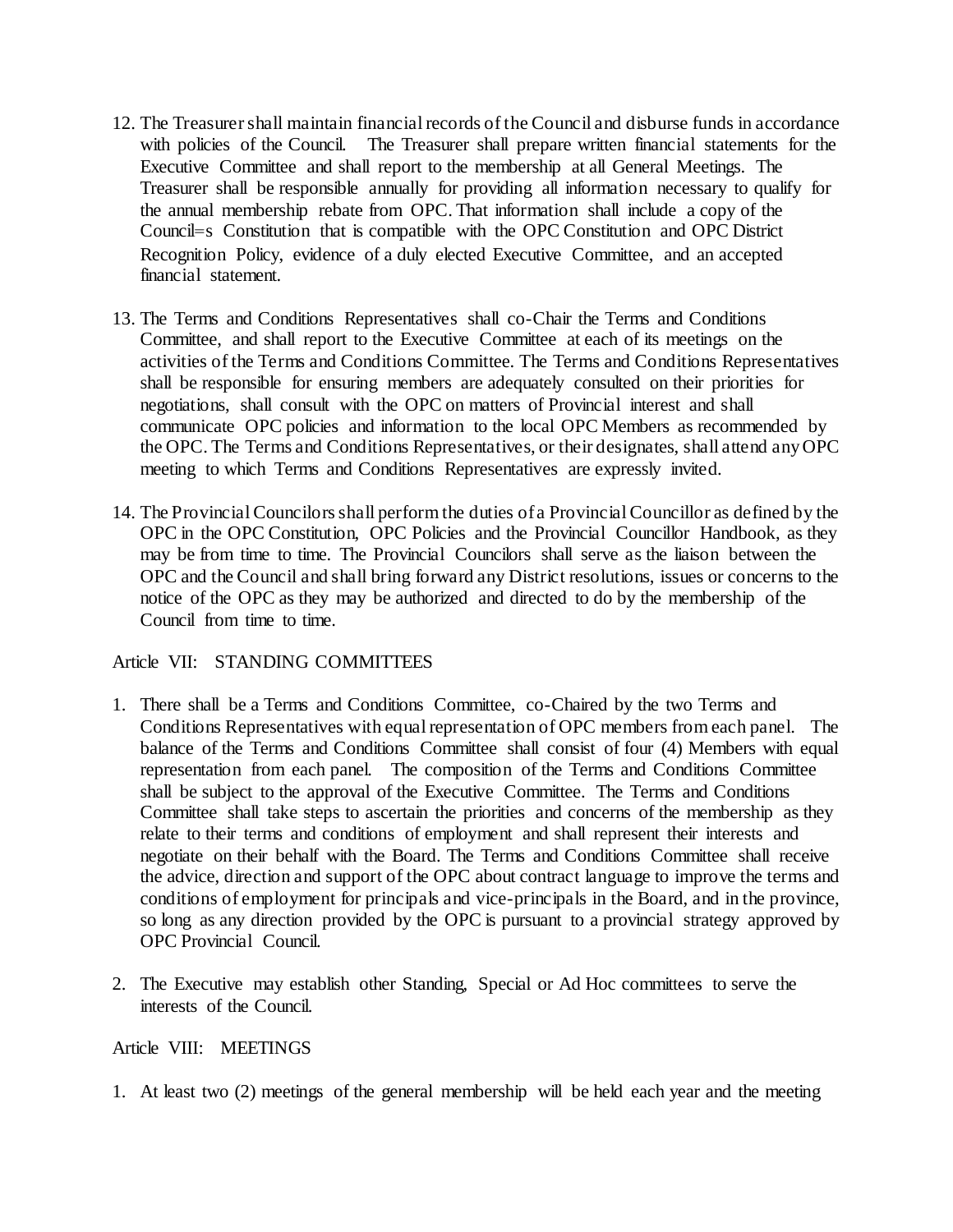12. The Treasurer shall maintain financial records of the Council and disburse funds in accordance with policies of the Council. The Treasurer shall prepare written financial statements for the Executive Committee and shall report to the membership at all General Meetings. The Treasurer shall be responsible annually for providing all information necessary to qualify for the annual membership rebate from OPC. That information shall include a copy of the Council=s Constitution that is compatible with the OPC Constitution and OPC District Recognition Policy, evidence of a duly elected Executive Committee, and an accepted financial statement.

13. The Terms and Conditions Representatives shall co-Chair the Terms and Conditions Committee, and shall report to the Executive Committee at each of its meetings on the activities of the Terms and Conditions Committee. The Terms and Conditions Representatives shall be responsible for ensuring members are adequately consulted on their priorities for negotiations, shall consult with the OPC on matters of Provincial interest and shall communicate OPC policies and information to the local OPC Members as recommended by the OPC. The Terms and Conditions Representatives, or their designates, shall attend any OPC meeting to which Terms and Conditions Representatives are expressly invited.

14. The Provincial Councilors shall perform the duties of a Provincial Councillor as defined by the OPC in the OPC Constitution, OPC Policies and the Provincial Councillor Handbook, as they may be from time to time. The Provincial Councilors shall serve as the liaison between the OPC and the Council and shall bring forward any District resolutions, issues or concerns to the notice of the OPC as they may be authorized and directed to do by the membership of the Council from time to time.

Article VII: STANDING COMMITTEES

1. There shall be a Terms and Conditions Committee, co-Chaired by the two Terms and Conditions Representatives with equal representation of OPC members from each panel. The balance of the Terms and Conditions Committee shall consist of four (4) Members with equal representation from each panel. The composition of the Terms and Conditions Committee shall be subject to the approval of the Executive Committee. The Terms and Conditions Committee shall take steps to ascertain the priorities and concerns of the membership as they relate to their terms and conditions of employment and shall represent their interests and negotiate on their behalf with the Board. The Terms and Conditions Committee shall receive the advice, direction and support of the OPC about contract language to improve the terms and conditions of employment for principals and vice-principals in the Board, and in the province, so long as any direction provided by the OPC is pursuant to a provincial strategy approved by OPC Provincial Council.

2. The Executive may establish other Standing, Special or Ad Hoc committees to serve the interests of the Council.

Article VIII: MEETINGS

1. At least two (2) meetings of the general membership will be held each year and the meeting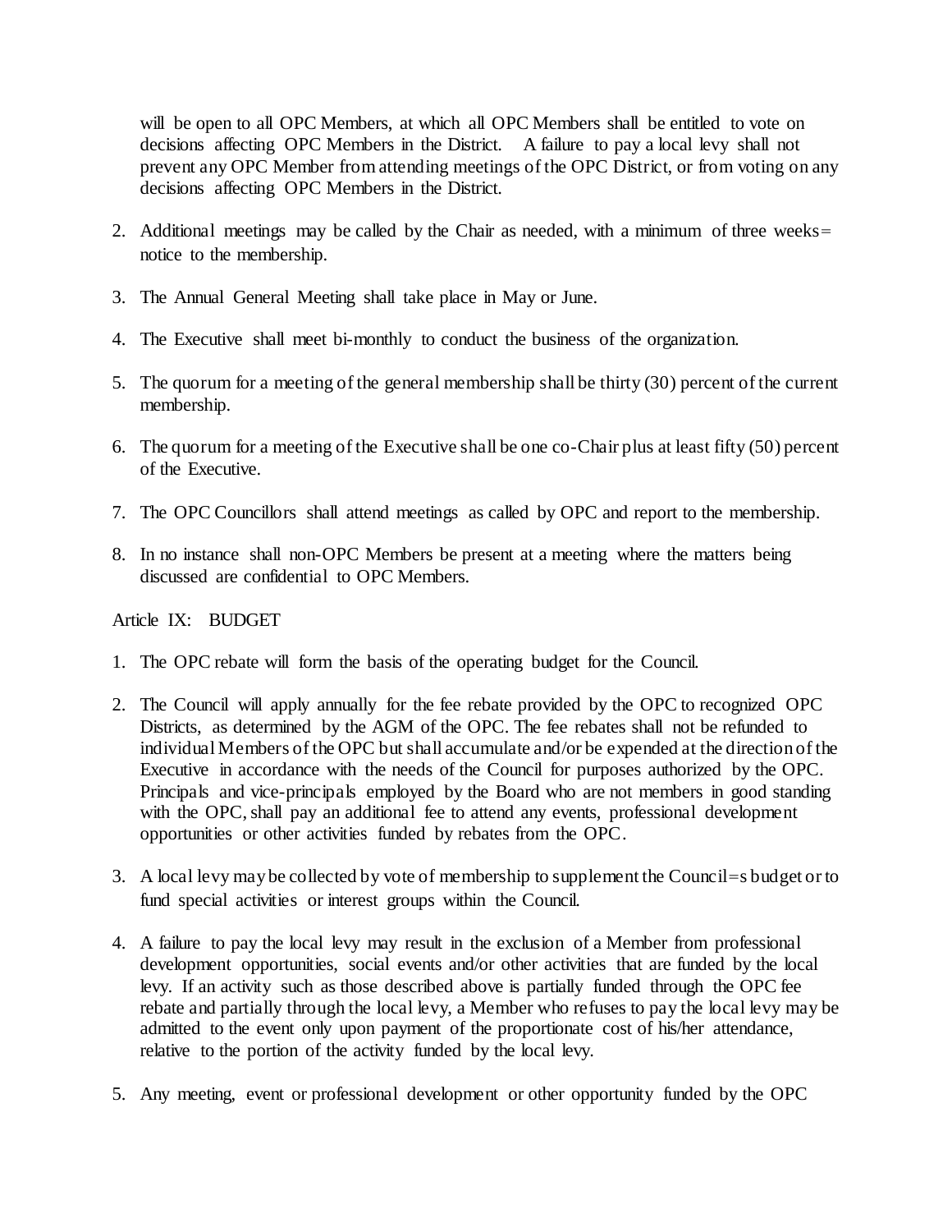will be open to all OPC Members, at which all OPC Members shall be entitled to vote on decisions affecting OPC Members in the District. A failure to pay a local levy shall not prevent any OPC Member from attending meetings of the OPC District, or from voting on any decisions affecting OPC Members in the District.

2. Additional meetings may be called by the Chair as needed, with a minimum of three weeks= notice to the membership.

3. The Annual General Meeting shall take place in May or June.

4. The Executive shall meet bi-monthly to conduct the business of the organization.

5. The quorum for a meeting of the general membership shall be thirty (30) percent of the current membership.

6. The quorum for a meeting of the Executive shall be one co-Chair plus at least fifty (50) percent of the Executive.

7. The OPC Councillors shall attend meetings as called by OPC and report to the membership.

8. In no instance shall non-OPC Members be present at a meeting where the matters being discussed are confidential to OPC Members.

Article IX: BUDGET

1. The OPC rebate will form the basis of the operating budget for the Council.

2. The Council will apply annually for the fee rebate provided by the OPC to recognized OPC Districts, as determined by the AGM of the OPC. The fee rebates shall not be refunded to individual Members of the OPC but shall accumulate and/or be expended at the direction of the Executive in accordance with the needs of the Council for purposes authorized by the OPC. Principals and vice-principals employed by the Board who are not members in good standing with the OPC, shall pay an additional fee to attend any events, professional development opportunities or other activities funded by rebates from the OPC.

3. A local levy may be collected by vote of membership to supplement the Council=s budget or to fund special activities or interest groups within the Council.

4. A failure to pay the local levy may result in the exclusion of a Member from professional development opportunities, social events and/or other activities that are funded by the local levy. If an activity such as those described above is partially funded through the OPC fee rebate and partially through the local levy, a Member who refuses to pay the local levy may be admitted to the event only upon payment of the proportionate cost of his/her attendance, relative to the portion of the activity funded by the local levy.

5. Any meeting, event or professional development or other opportunity funded by the OPC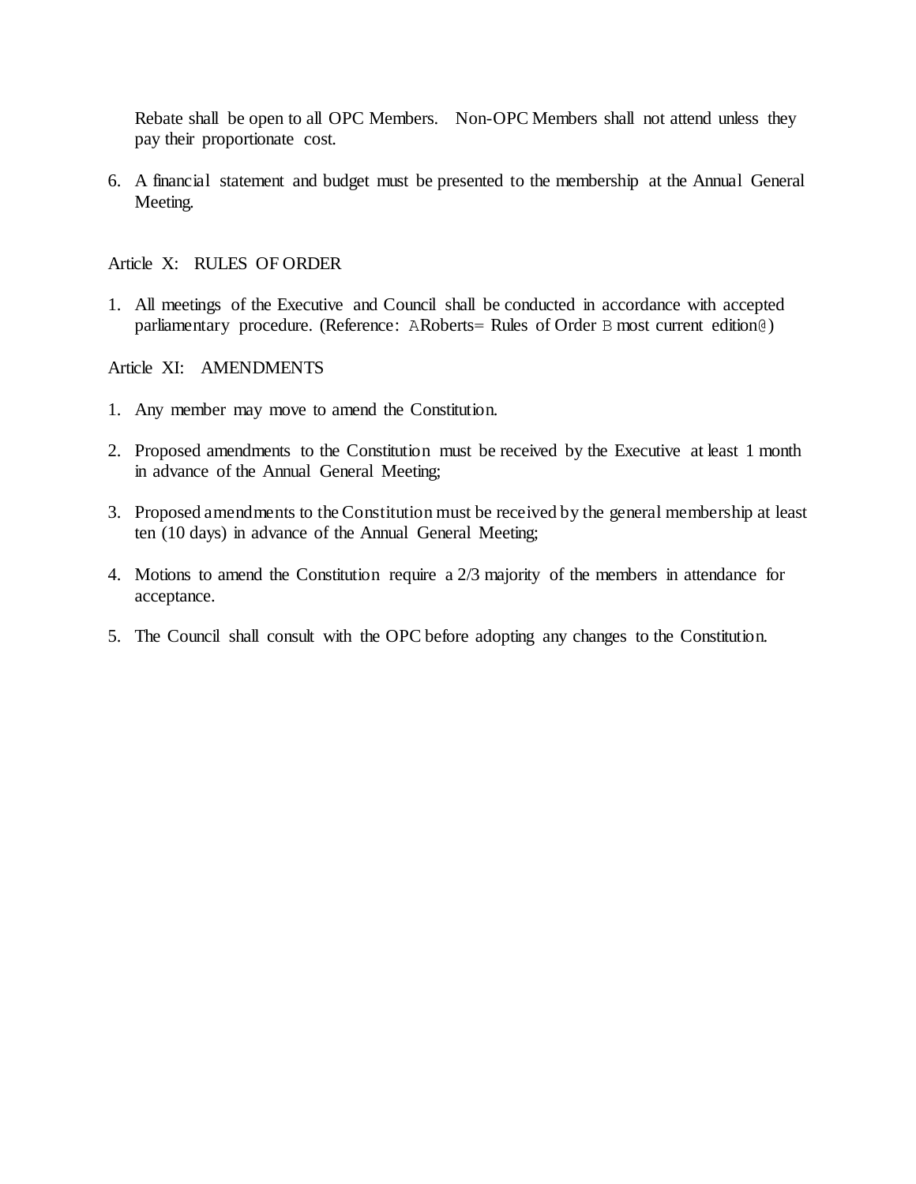Rebate shall be open to all OPC Members. Non-OPC Members shall not attend unless they pay their proportionate cost.

6. A financial statement and budget must be presented to the membership at the Annual General Meeting.

Article X: RULES OF ORDER

1. All meetings of the Executive and Council shall be conducted in accordance with accepted parliamentary procedure. (Reference: ARoberts= Rules of Order B most current edition@)

Article XI: AMENDMENTS

1. Any member may move to amend the Constitution.

2. Proposed amendments to the Constitution must be received by the Executive at least 1 month in advance of the Annual General Meeting;

3. Proposed amendments to the Constitution must be received by the general membership at least ten (10 days) in advance of the Annual General Meeting;

4. Motions to amend the Constitution require a 2/3 majority of the members in attendance for acceptance.

5. The Council shall consult with the OPC before adopting any changes to the Constitution.